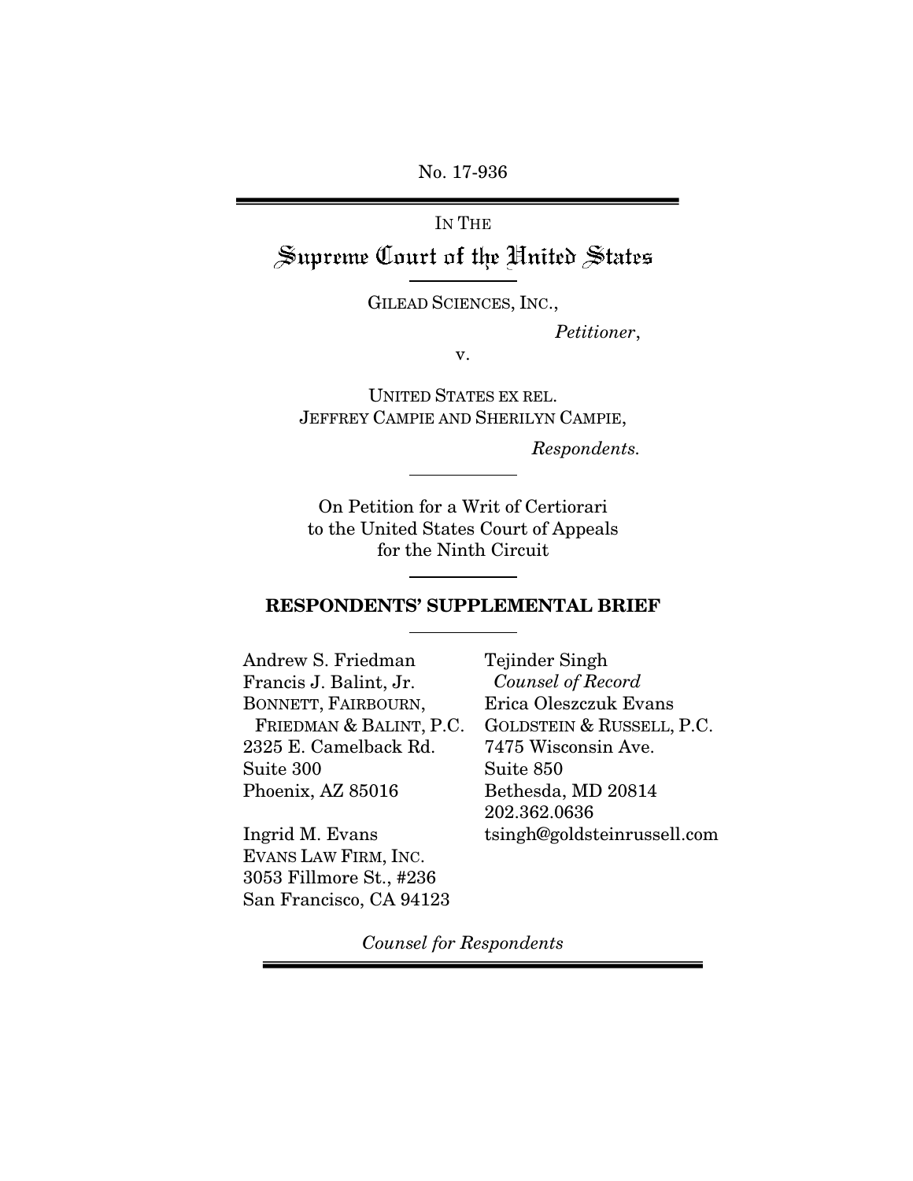No. 17-936

IN THE

# Supreme Court of the United States

GILEAD SCIENCES, INC.,

*Petitioner*,

v.

UNITED STATES EX REL. JEFFREY CAMPIE AND SHERILYN CAMPIE,

*Respondents.*

On Petition for a Writ of Certiorari to the United States Court of Appeals for the Ninth Circuit

## RESPONDENTS' SUPPLEMENTAL BRIEF

Andrew S. Friedman
Francis J. Balint, Jr.
BONNETT, FAIRBOURN, FRIEDMAN & BALINT, P.C.
2325 E. Camelback Rd.
Suite 300
Phoenix, AZ 85016

Ingrid M. Evans
EVANS LAW FIRM, INC.
3053 Fillmore St., #236
San Francisco, CA 94123

Tejinder Singh
*Counsel of Record*
Erica Oleszczuk Evans
GOLDSTEIN & RUSSELL, P.C.
7475 Wisconsin Ave.
Suite 850
Bethesda, MD 20814
202.362.0636
tsingh@goldsteinrussell.com

*Counsel for Respondents*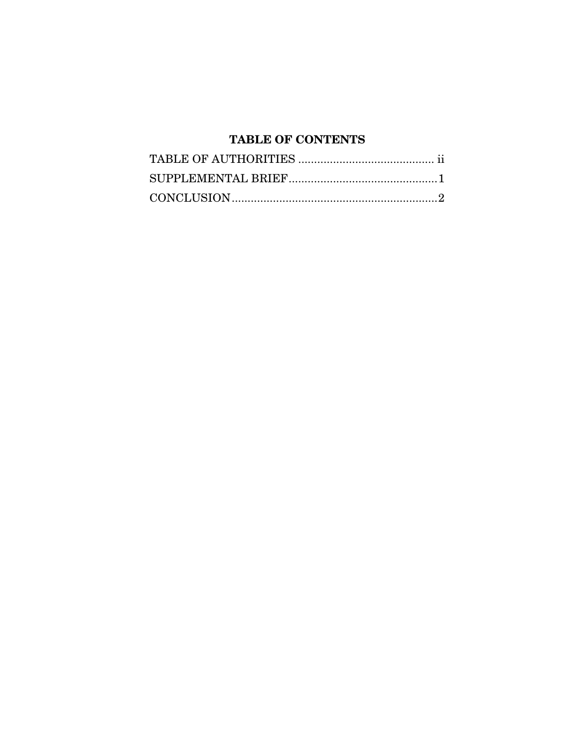# TABLE OF CONTENTS

TABLE OF AUTHORITIES .......................................... ii

SUPPLEMENTAL BRIEF .............................................. 1

CONCLUSION ................................................................ 2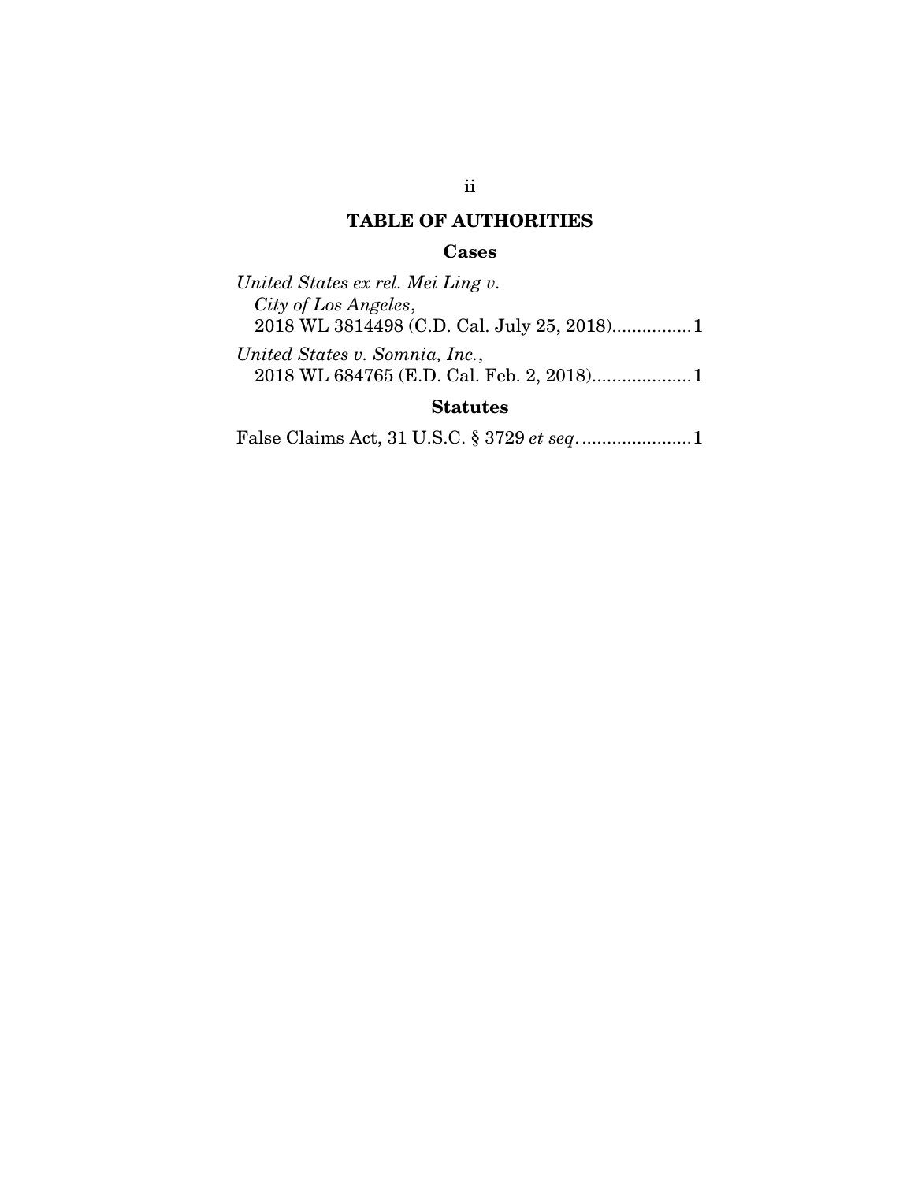# TABLE OF AUTHORITIES

## Cases

*United States ex rel. Mei Ling v. City of Los Angeles*, 2018 WL 3814498 (C.D. Cal. July 25, 2018)................1

*United States v. Somnia, Inc.*, 2018 WL 684765 (E.D. Cal. Feb. 2, 2018)....................1

## Statutes

False Claims Act, 31 U.S.C. § 3729 *et seq*. ......................1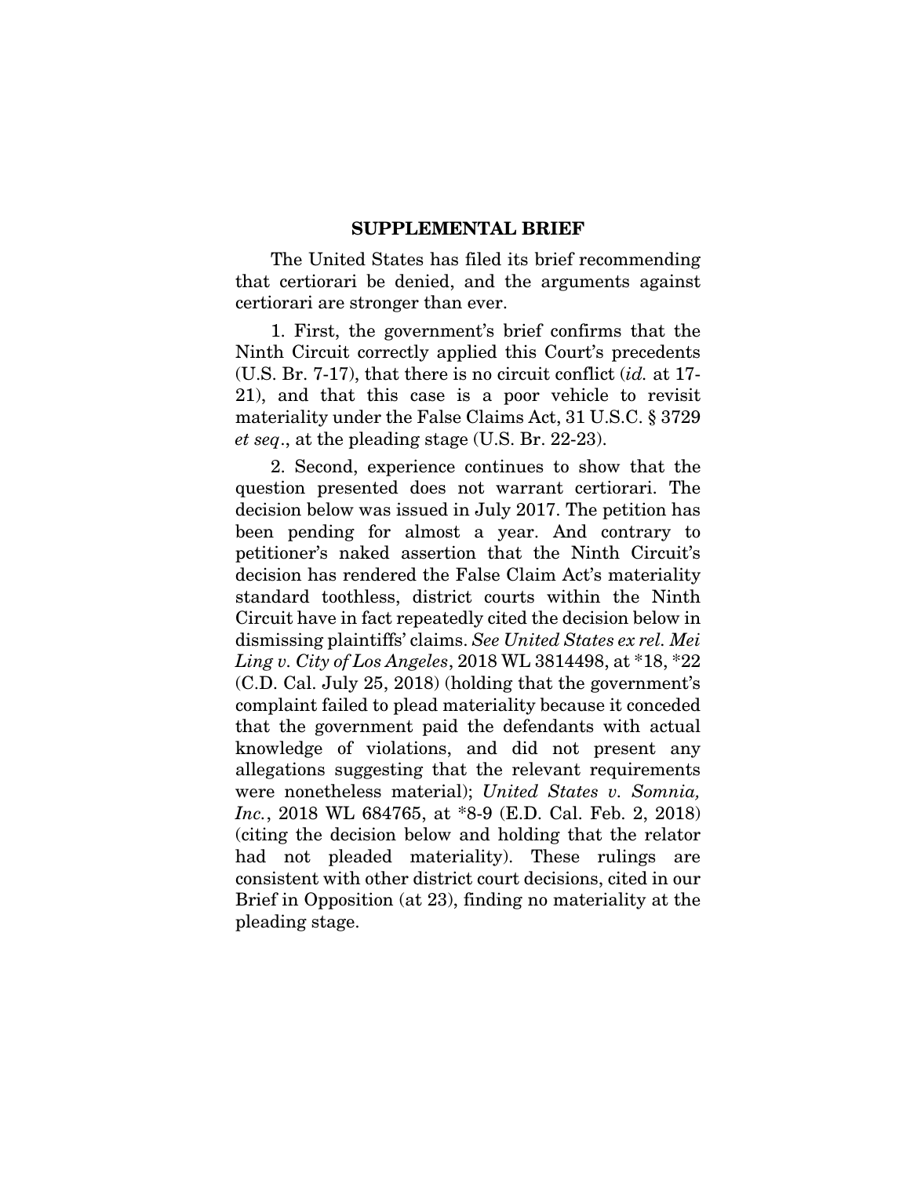## SUPPLEMENTAL BRIEF

The United States has filed its brief recommending that certiorari be denied, and the arguments against certiorari are stronger than ever.

1. First, the government's brief confirms that the Ninth Circuit correctly applied this Court's precedents (U.S. Br. 7-17), that there is no circuit conflict (*id.* at 17-21), and that this case is a poor vehicle to revisit materiality under the False Claims Act, 31 U.S.C. § 3729 *et seq*., at the pleading stage (U.S. Br. 22-23).

2. Second, experience continues to show that the question presented does not warrant certiorari. The decision below was issued in July 2017. The petition has been pending for almost a year. And contrary to petitioner's naked assertion that the Ninth Circuit's decision has rendered the False Claim Act's materiality standard toothless, district courts within the Ninth Circuit have in fact repeatedly cited the decision below in dismissing plaintiffs' claims. *See United States ex rel. Mei Ling v. City of Los Angeles*, 2018 WL 3814498, at *18, *22 (C.D. Cal. July 25, 2018) (holding that the government's complaint failed to plead materiality because it conceded that the government paid the defendants with actual knowledge of violations, and did not present any allegations suggesting that the relevant requirements were nonetheless material); *United States v. Somnia, Inc.*, 2018 WL 684765, at *8-9 (E.D. Cal. Feb. 2, 2018) (citing the decision below and holding that the relator had not pleaded materiality). These rulings are consistent with other district court decisions, cited in our Brief in Opposition (at 23), finding no materiality at the pleading stage.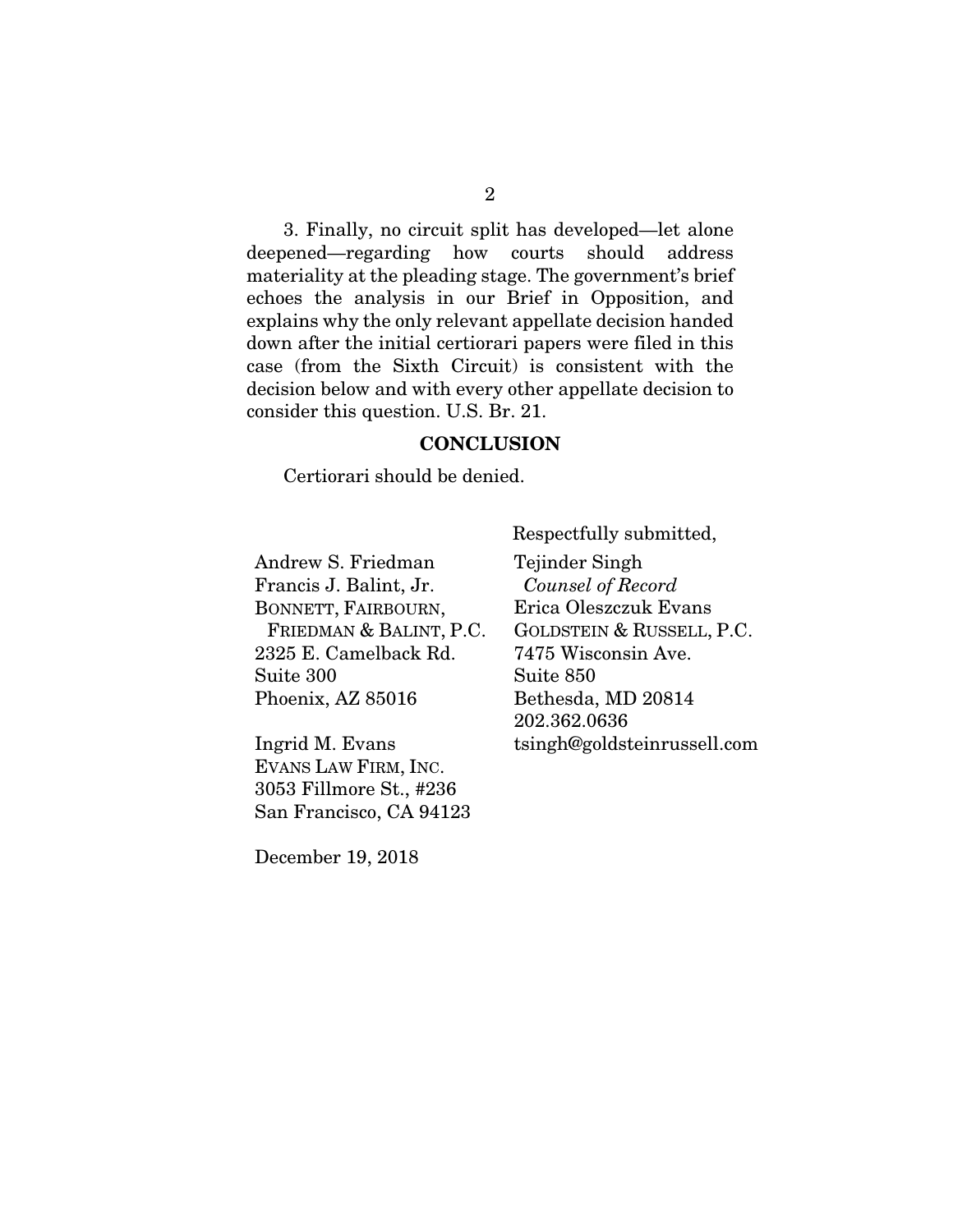3. Finally, no circuit split has developed—let alone deepened—regarding how courts should address materiality at the pleading stage. The government's brief echoes the analysis in our Brief in Opposition, and explains why the only relevant appellate decision handed down after the initial certiorari papers were filed in this case (from the Sixth Circuit) is consistent with the decision below and with every other appellate decision to consider this question. U.S. Br. 21.

## CONCLUSION

Certiorari should be denied.

Respectfully submitted,

Tejinder Singh
*Counsel of Record*
Erica Oleszczuk Evans
GOLDSTEIN & RUSSELL, P.C.
7475 Wisconsin Ave.
Suite 850
Bethesda, MD 20814
202.362.0636
tsingh@goldsteinrussell.com

Andrew S. Friedman
Francis J. Balint, Jr.
BONNETT, FAIRBOURN, FRIEDMAN & BALINT, P.C.
2325 E. Camelback Rd.
Suite 300
Phoenix, AZ 85016

Ingrid M. Evans
EVANS LAW FIRM, INC.
3053 Fillmore St., #236
San Francisco, CA 94123

December 19, 2018